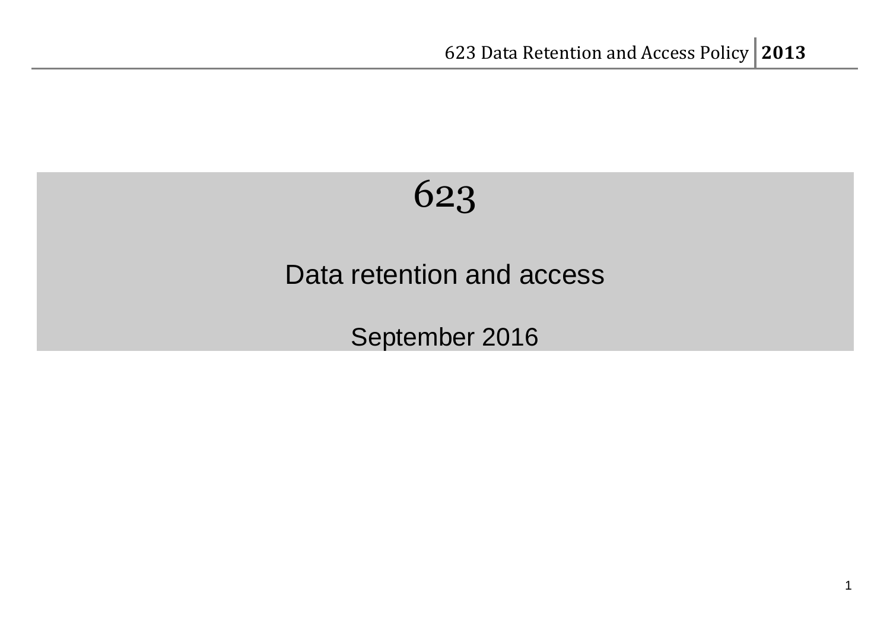# 623

## Data retention and access

September 2016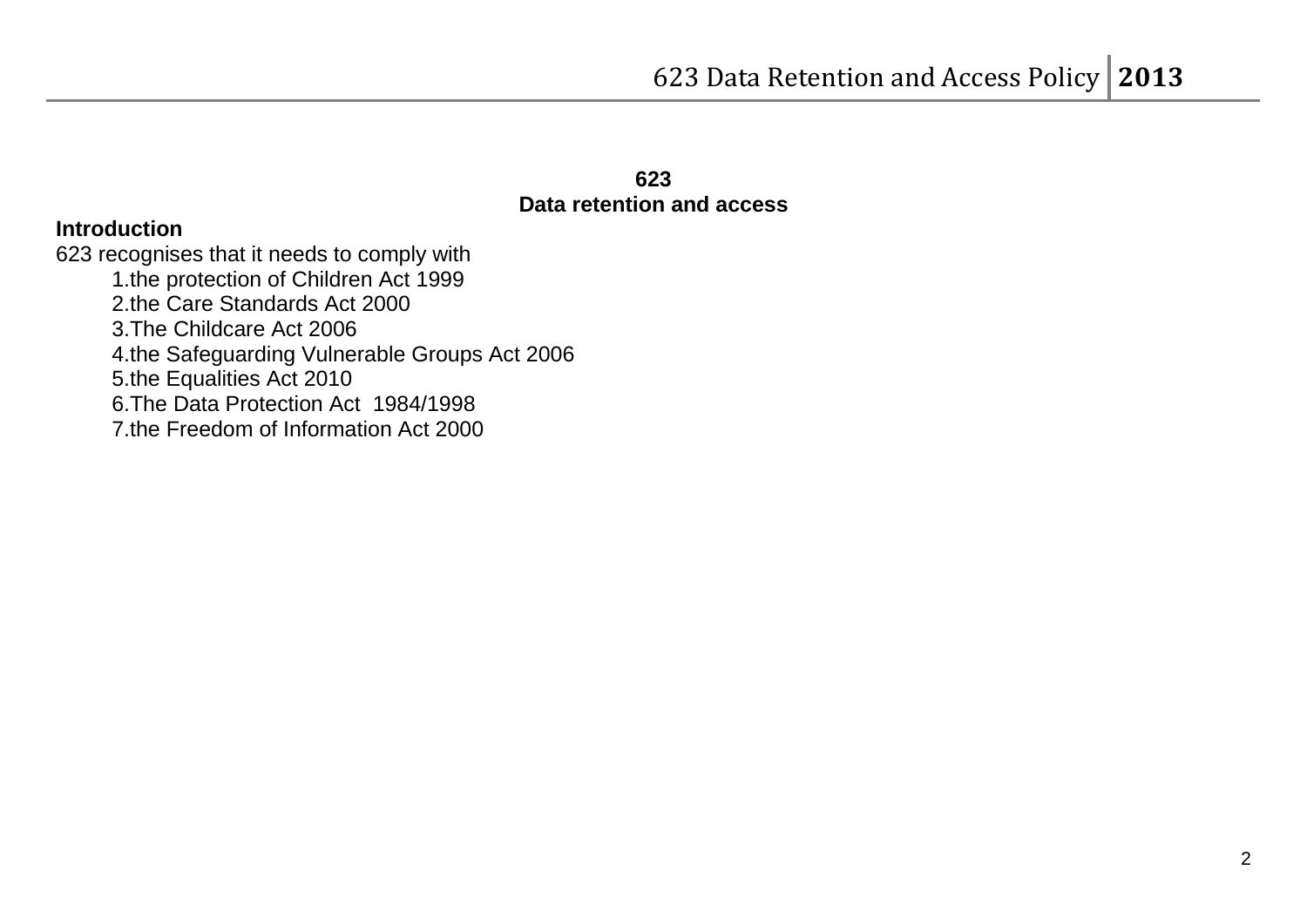**623**
**Data retention and access**

## Introduction

623 recognises that it needs to comply with

1. the protection of Children Act 1999
2. the Care Standards Act 2000
3. The Childcare Act 2006
4. the Safeguarding Vulnerable Groups Act 2006
5. the Equalities Act 2010
6. The Data Protection Act 1984/1998
7. the Freedom of Information Act 2000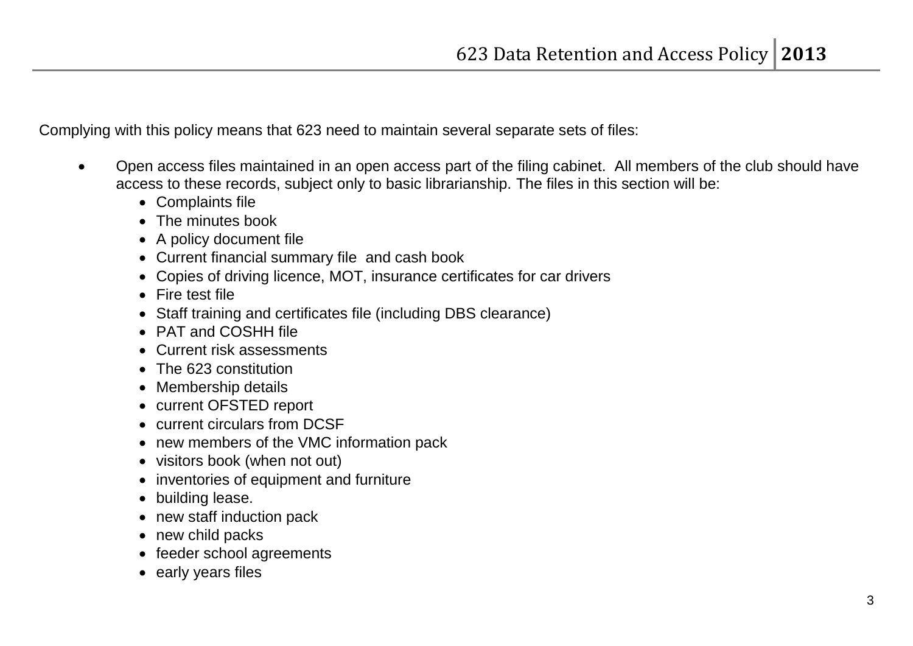Complying with this policy means that 623 need to maintain several separate sets of files:

- Open access files maintained in an open access part of the filing cabinet. All members of the club should have access to these records, subject only to basic librarianship. The files in this section will be:
    - Complaints file
    - The minutes book
    - A policy document file
    - Current financial summary file and cash book
    - Copies of driving licence, MOT, insurance certificates for car drivers
    - Fire test file
    - Staff training and certificates file (including DBS clearance)
    - PAT and COSHH file
    - Current risk assessments
    - The 623 constitution
    - Membership details
    - current OFSTED report
    - current circulars from DCSF
    - new members of the VMC information pack
    - visitors book (when not out)
    - inventories of equipment and furniture
    - building lease.
    - new staff induction pack
    - new child packs
    - feeder school agreements
    - early years files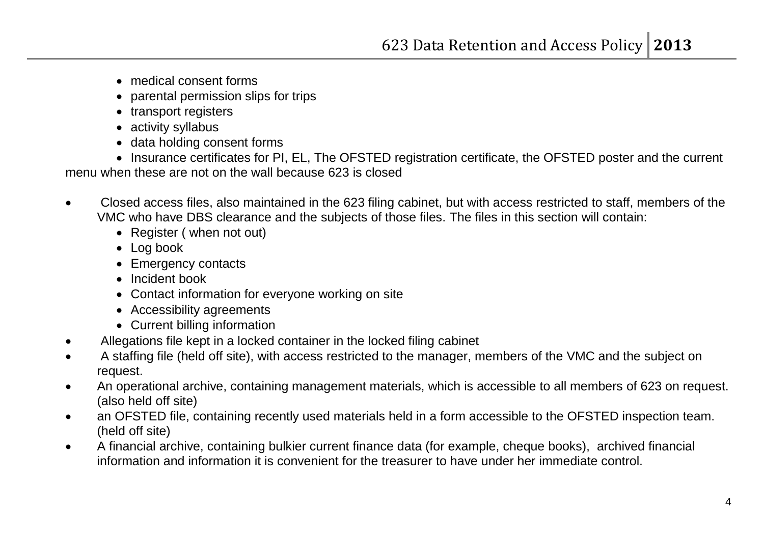- medical consent forms
- parental permission slips for trips
- transport registers
- activity syllabus
- data holding consent forms
- Insurance certificates for PI, EL, The OFSTED registration certificate, the OFSTED poster and the current menu when these are not on the wall because 623 is closed

- Closed access files, also maintained in the 623 filing cabinet, but with access restricted to staff, members of the VMC who have DBS clearance and the subjects of those files. The files in this section will contain:
    - Register ( when not out)
    - Log book
    - Emergency contacts
    - Incident book
    - Contact information for everyone working on site
    - Accessibility agreements
    - Current billing information
- Allegations file kept in a locked container in the locked filing cabinet
- A staffing file (held off site), with access restricted to the manager, members of the VMC and the subject on request.
- An operational archive, containing management materials, which is accessible to all members of 623 on request. (also held off site)
- an OFSTED file, containing recently used materials held in a form accessible to the OFSTED inspection team. (held off site)
- A financial archive, containing bulkier current finance data (for example, cheque books), archived financial information and information it is convenient for the treasurer to have under her immediate control.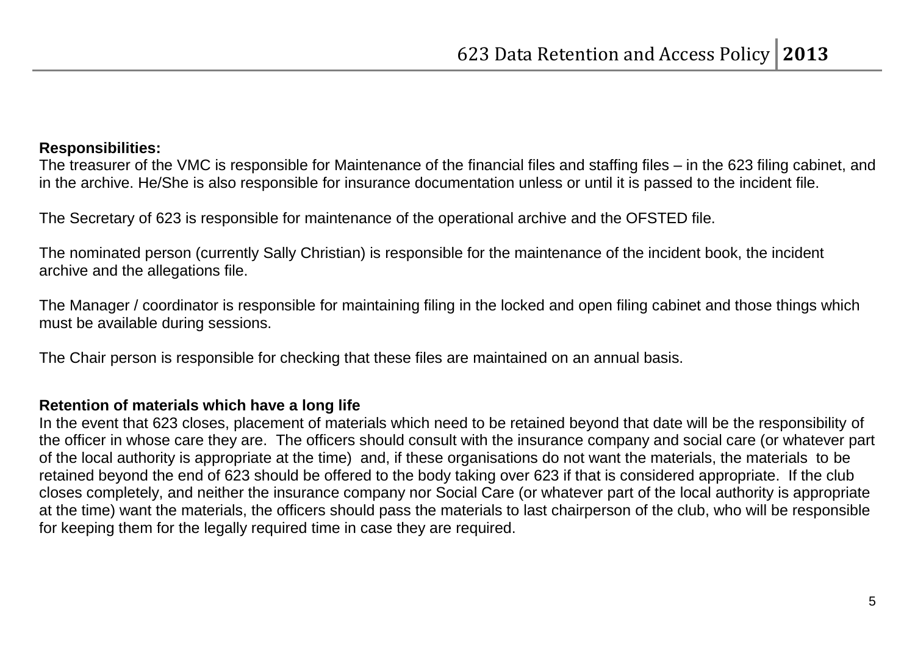**Responsibilities:**

The treasurer of the VMC is responsible for Maintenance of the financial files and staffing files – in the 623 filing cabinet, and in the archive. He/She is also responsible for insurance documentation unless or until it is passed to the incident file.

The Secretary of 623 is responsible for maintenance of the operational archive and the OFSTED file.

The nominated person (currently Sally Christian) is responsible for the maintenance of the incident book, the incident archive and the allegations file.

The Manager / coordinator is responsible for maintaining filing in the locked and open filing cabinet and those things which must be available during sessions.

The Chair person is responsible for checking that these files are maintained on an annual basis.

**Retention of materials which have a long life**

In the event that 623 closes, placement of materials which need to be retained beyond that date will be the responsibility of the officer in whose care they are. The officers should consult with the insurance company and social care (or whatever part of the local authority is appropriate at the time) and, if these organisations do not want the materials, the materials to be retained beyond the end of 623 should be offered to the body taking over 623 if that is considered appropriate. If the club closes completely, and neither the insurance company nor Social Care (or whatever part of the local authority is appropriate at the time) want the materials, the officers should pass the materials to last chairperson of the club, who will be responsible for keeping them for the legally required time in case they are required.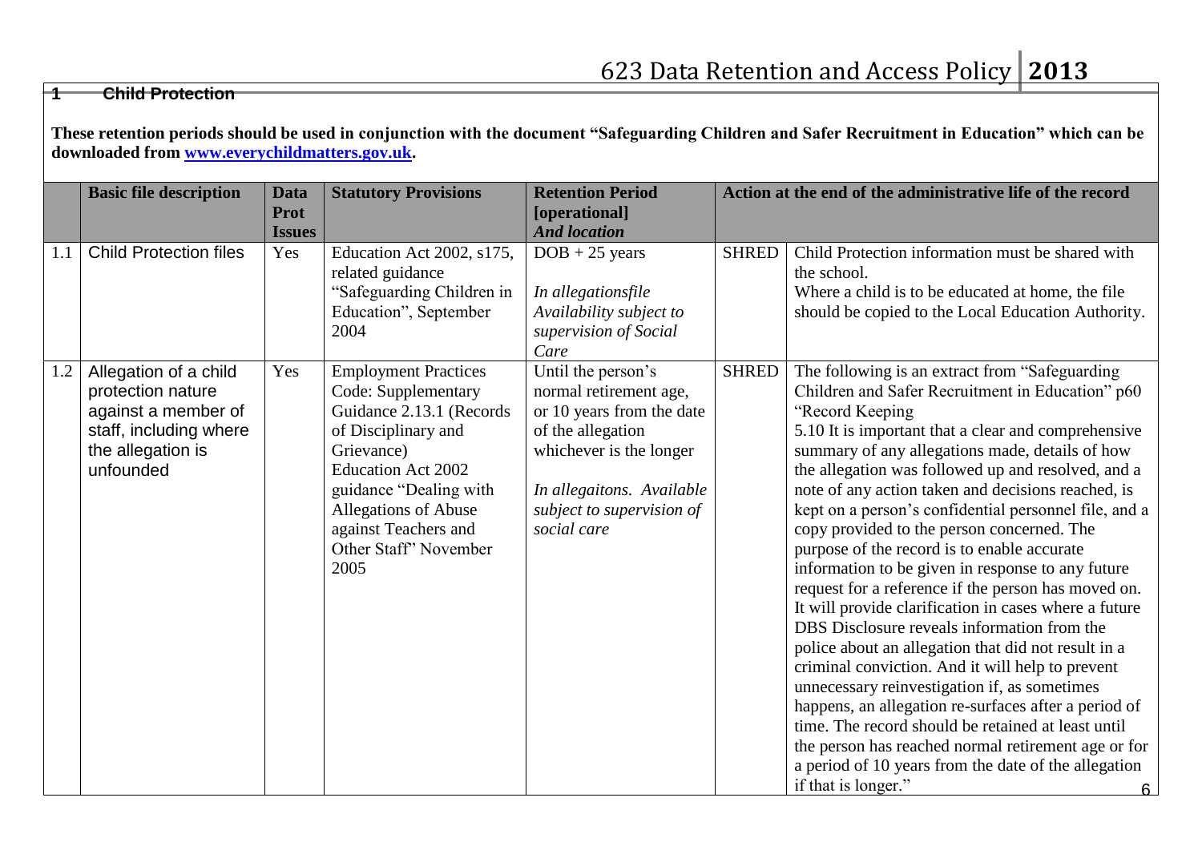## 1 Child Protection

**These retention periods should be used in conjunction with the document "Safeguarding Children and Safer Recruitment in Education" which can be downloaded from [www.everychildmatters.gov.uk](http://www.everychildmatters.gov.uk).**

| | Basic file description | Data Prot Issues | Statutory Provisions | Retention Period [operational] *And location* | Action at the end of the administrative life of the record | |
|---|---|---|---|---|---|---|
| 1.1 | Child Protection files | Yes | Education Act 2002, s175, related guidance "Safeguarding Children in Education", September 2004 | DOB + 25 years<br><br>*In allegationsfile Availability subject to supervision of Social Care* | SHRED | Child Protection information must be shared with the school.<br>Where a child is to be educated at home, the file should be copied to the Local Education Authority. |
| 1.2 | Allegation of a child protection nature against a member of staff, including where the allegation is unfounded | Yes | Employment Practices Code: Supplementary Guidance 2.13.1 (Records of Disciplinary and Grievance)<br>Education Act 2002 guidance "Dealing with Allegations of Abuse against Teachers and Other Staff" November 2005 | Until the person's normal retirement age, or 10 years from the date of the allegation whichever is the longer<br><br>*In allegaitons. Available subject to supervision of social care* | SHRED | The following is an extract from "Safeguarding Children and Safer Recruitment in Education" p60<br>"Record Keeping<br>5.10 It is important that a clear and comprehensive summary of any allegations made, details of how the allegation was followed up and resolved, and a note of any action taken and decisions reached, is kept on a person's confidential personnel file, and a copy provided to the person concerned. The purpose of the record is to enable accurate information to be given in response to any future request for a reference if the person has moved on. It will provide clarification in cases where a future DBS Disclosure reveals information from the police about an allegation that did not result in a criminal conviction. And it will help to prevent unnecessary reinvestigation if, as sometimes happens, an allegation re-surfaces after a period of time. The record should be retained at least until the person has reached normal retirement age or for a period of 10 years from the date of the allegation if that is longer." |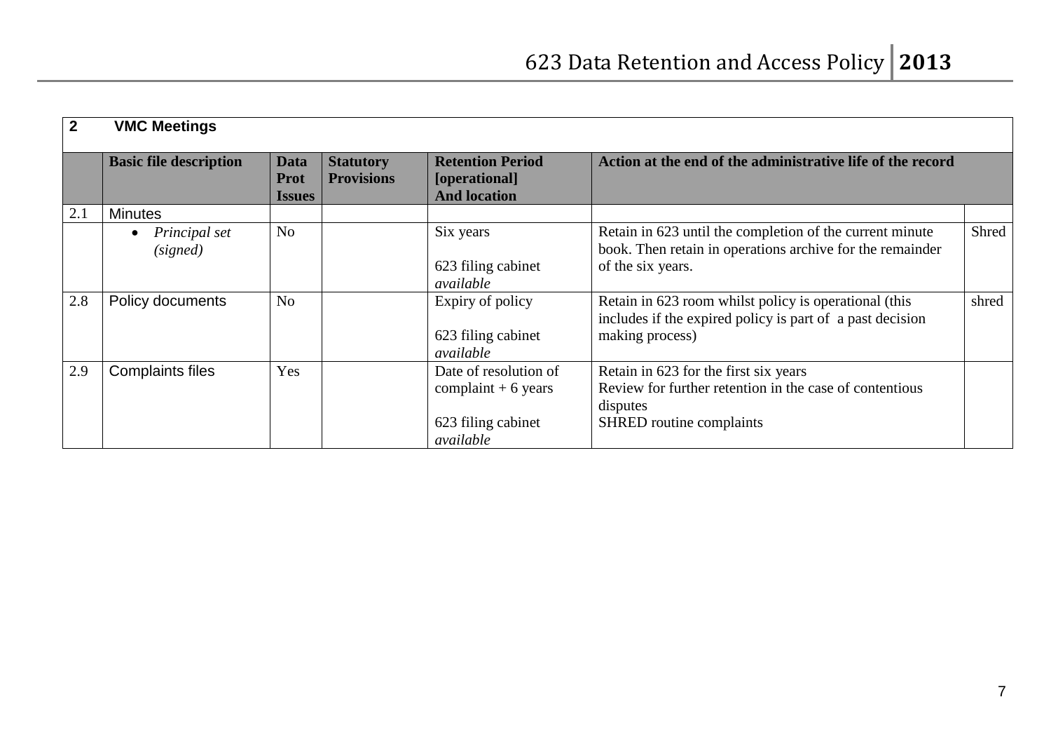| 2 | VMC Meetings | | | | | |
|---|---|---|---|---|---|---|
| | **Basic file description** | **Data Prot Issues** | **Statutory Provisions** | **Retention Period [operational] And location** | **Action at the end of the administrative life of the record** | |
| 2.1 | Minutes | | | | | |
| | • *Principal set (signed)* | No | | Six years<br><br>623 filing cabinet<br>*available* | Retain in 623 until the completion of the current minute book. Then retain in operations archive for the remainder of the six years. | Shred |
| 2.8 | Policy documents | No | | Expiry of policy<br><br>623 filing cabinet<br>*available* | Retain in 623 room whilst policy is operational (this includes if the expired policy is part of a past decision making process) | shred |
| 2.9 | Complaints files | Yes | | Date of resolution of complaint + 6 years<br><br>623 filing cabinet<br>*available* | Retain in 623 for the first six years<br>Review for further retention in the case of contentious disputes<br>SHRED routine complaints | |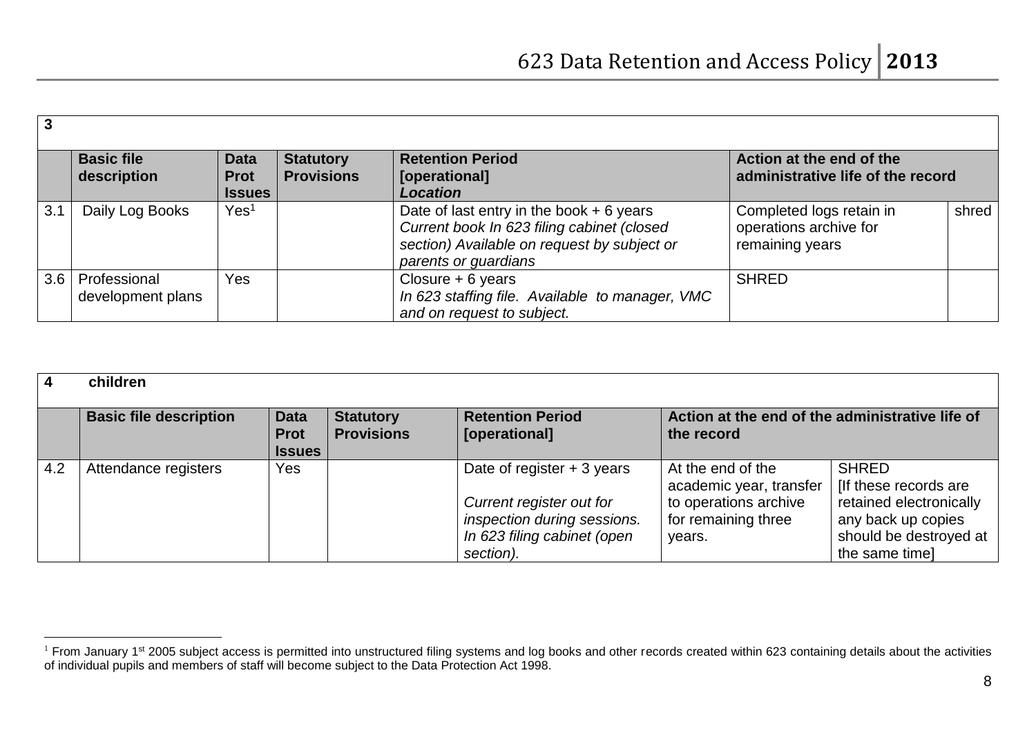| 3 | | | | | | |
|---|---|---|---|---|---|---|
| | **Basic file description** | **Data Prot Issues** | **Statutory Provisions** | **Retention Period [operational]** ***Location*** | **Action at the end of the administrative life of the record** | |
| 3.1 | Daily Log Books | Yes[1] | | Date of last entry in the book + 6 years *Current book In 623 filing cabinet (closed section) Available on request by subject or parents or guardians* | Completed logs retain in operations archive for remaining years | shred |
| 3.6 | Professional development plans | Yes | | Closure + 6 years *In 623 staffing file. Available to manager, VMC and on request to subject.* | SHRED | |

| 4 | children | | | | | |
|---|---|---|---|---|---|---|
| | **Basic file description** | **Data Prot Issues** | **Statutory Provisions** | **Retention Period [operational]** | **Action at the end of the administrative life of the record** | |
| 4.2 | Attendance registers | Yes | | Date of register + 3 years *Current register out for inspection during sessions. In 623 filing cabinet (open section).* | At the end of the academic year, transfer to operations archive for remaining three years. | SHRED [If these records are retained electronically any back up copies should be destroyed at the same time] |

[1] From January 1st 2005 subject access is permitted into unstructured filing systems and log books and other records created within 623 containing details about the activities of individual pupils and members of staff will become subject to the Data Protection Act 1998.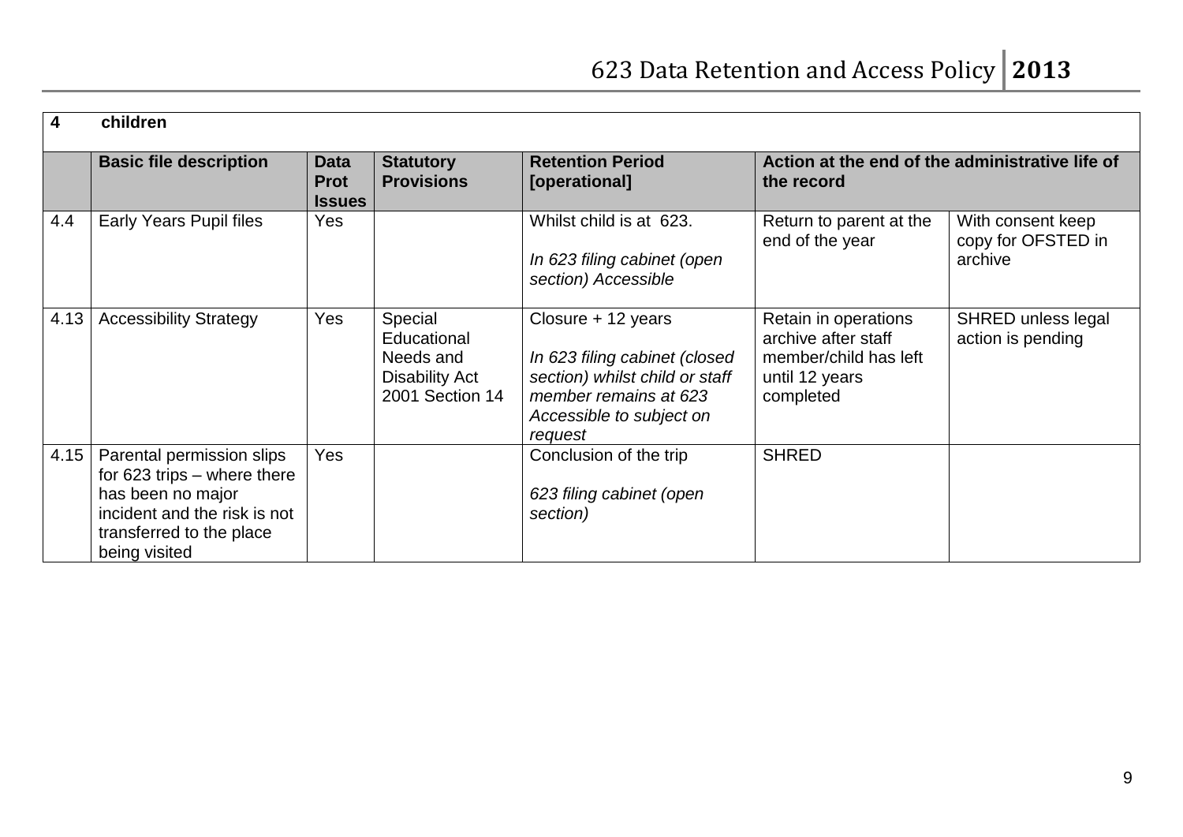| 4 | children | | | | | |
|---|---|---|---|---|---|---|
| | **Basic file description** | **Data Prot Issues** | **Statutory Provisions** | **Retention Period [operational]** | **Action at the end of the administrative life of the record** | |
| 4.4 | Early Years Pupil files | Yes | | Whilst child is at 623.<br><br>*In 623 filing cabinet (open section) Accessible* | Return to parent at the end of the year | With consent keep copy for OFSTED in archive |
| 4.13 | Accessibility Strategy | Yes | Special Educational Needs and Disability Act 2001 Section 14 | Closure + 12 years<br><br>*In 623 filing cabinet (closed section) whilst child or staff member remains at 623 Accessible to subject on request* | Retain in operations archive after staff member/child has left until 12 years completed | SHRED unless legal action is pending |
| 4.15 | Parental permission slips for 623 trips – where there has been no major incident and the risk is not transferred to the place being visited | Yes | | Conclusion of the trip<br><br>*623 filing cabinet (open section)* | SHRED | |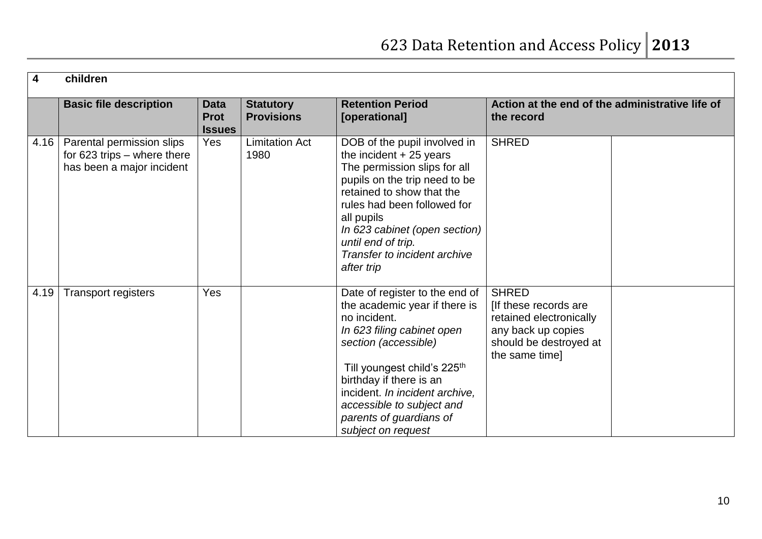| 4 | children | | | | | |
|---|---|---|---|---|---|---|
| | **Basic file description** | **Data Prot Issues** | **Statutory Provisions** | **Retention Period [operational]** | **Action at the end of the administrative life of the record** | |
| 4.16 | Parental permission slips for 623 trips – where there has been a major incident | Yes | Limitation Act 1980 | DOB of the pupil involved in the incident + 25 years<br>The permission slips for all pupils on the trip need to be retained to show that the rules had been followed for all pupils<br>*In 623 cabinet (open section) until end of trip.*<br>*Transfer to incident archive after trip* | SHRED | |
| 4.19 | Transport registers | Yes | | Date of register to the end of the academic year if there is no incident.<br>*In 623 filing cabinet open section (accessible)*<br><br>Till youngest child's 225th birthday if there is an incident. *In incident archive, accessible to subject and parents of guardians of subject on request* | SHRED<br>[If these records are retained electronically any back up copies should be destroyed at the same time] | |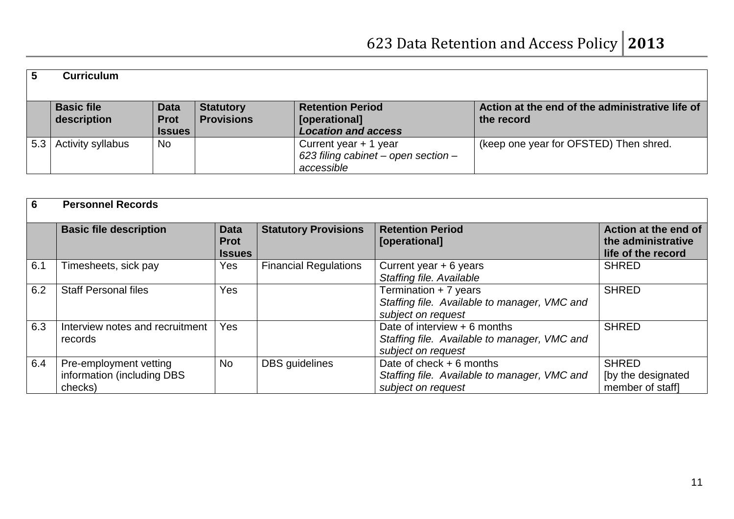| 5 | **Curriculum** | | | | |
|---|---|---|---|---|---|
| | **Basic file description** | **Data Prot Issues** | **Statutory Provisions** | **Retention Period [operational]** ***Location and access*** | **Action at the end of the administrative life of the record** |
| 5.3 | Activity syllabus | No | | Current year + 1 year *623 filing cabinet – open section – accessible* | (keep one year for OFSTED) Then shred. |

| 6 | **Personnel Records** | | | | |
|---|---|---|---|---|---|
| | **Basic file description** | **Data Prot Issues** | **Statutory Provisions** | **Retention Period [operational]** | **Action at the end of the administrative life of the record** |
| 6.1 | Timesheets, sick pay | Yes | Financial Regulations | Current year + 6 years *Staffing file. Available* | SHRED |
| 6.2 | Staff Personal files | Yes | | Termination + 7 years *Staffing file. Available to manager, VMC and subject on request* | SHRED |
| 6.3 | Interview notes and recruitment records | Yes | | Date of interview + 6 months *Staffing file. Available to manager, VMC and subject on request* | SHRED |
| 6.4 | Pre-employment vetting information (including DBS checks) | No | DBS guidelines | Date of check + 6 months *Staffing file. Available to manager, VMC and subject on request* | SHRED [by the designated member of staff] |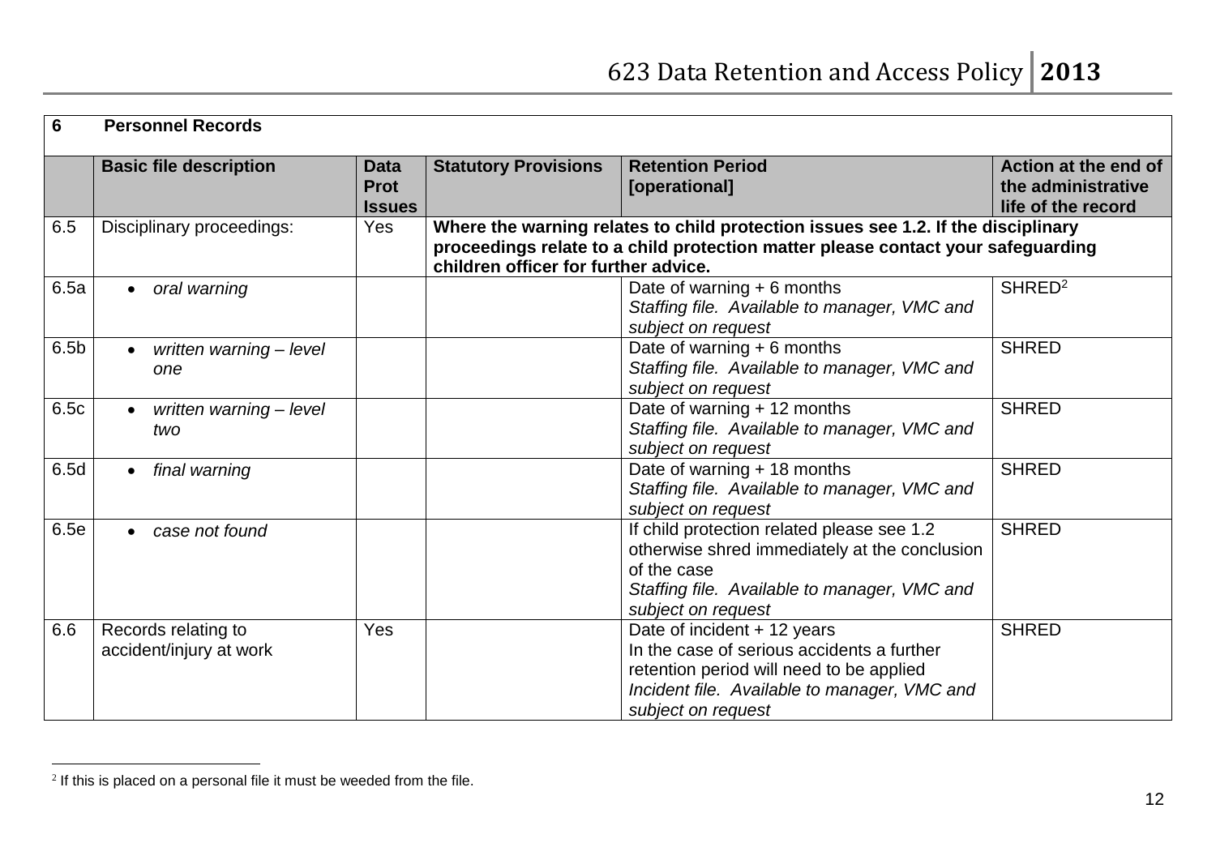| 6 | Personnel Records | | | | |
|---|---|---|---|---|---|
| | **Basic file description** | **Data Prot Issues** | **Statutory Provisions** | **Retention Period [operational]** | **Action at the end of the administrative life of the record** |
| 6.5 | Disciplinary proceedings: | Yes | **Where the warning relates to child protection issues see 1.2. If the disciplinary proceedings relate to a child protection matter please contact your safeguarding children officer for further advice.** | | |
| 6.5a | • *oral warning* | | | Date of warning + 6 months<br>*Staffing file. Available to manager, VMC and subject on request* | SHRED[2] |
| 6.5b | • *written warning – level one* | | | Date of warning + 6 months<br>*Staffing file. Available to manager, VMC and subject on request* | SHRED |
| 6.5c | • *written warning – level two* | | | Date of warning + 12 months<br>*Staffing file. Available to manager, VMC and subject on request* | SHRED |
| 6.5d | • *final warning* | | | Date of warning + 18 months<br>*Staffing file. Available to manager, VMC and subject on request* | SHRED |
| 6.5e | • *case not found* | | | If child protection related please see 1.2 otherwise shred immediately at the conclusion of the case<br>*Staffing file. Available to manager, VMC and subject on request* | SHRED |
| 6.6 | Records relating to accident/injury at work | Yes | | Date of incident + 12 years<br>In the case of serious accidents a further retention period will need to be applied<br>*Incident file. Available to manager, VMC and subject on request* | SHRED |

[2] If this is placed on a personal file it must be weeded from the file.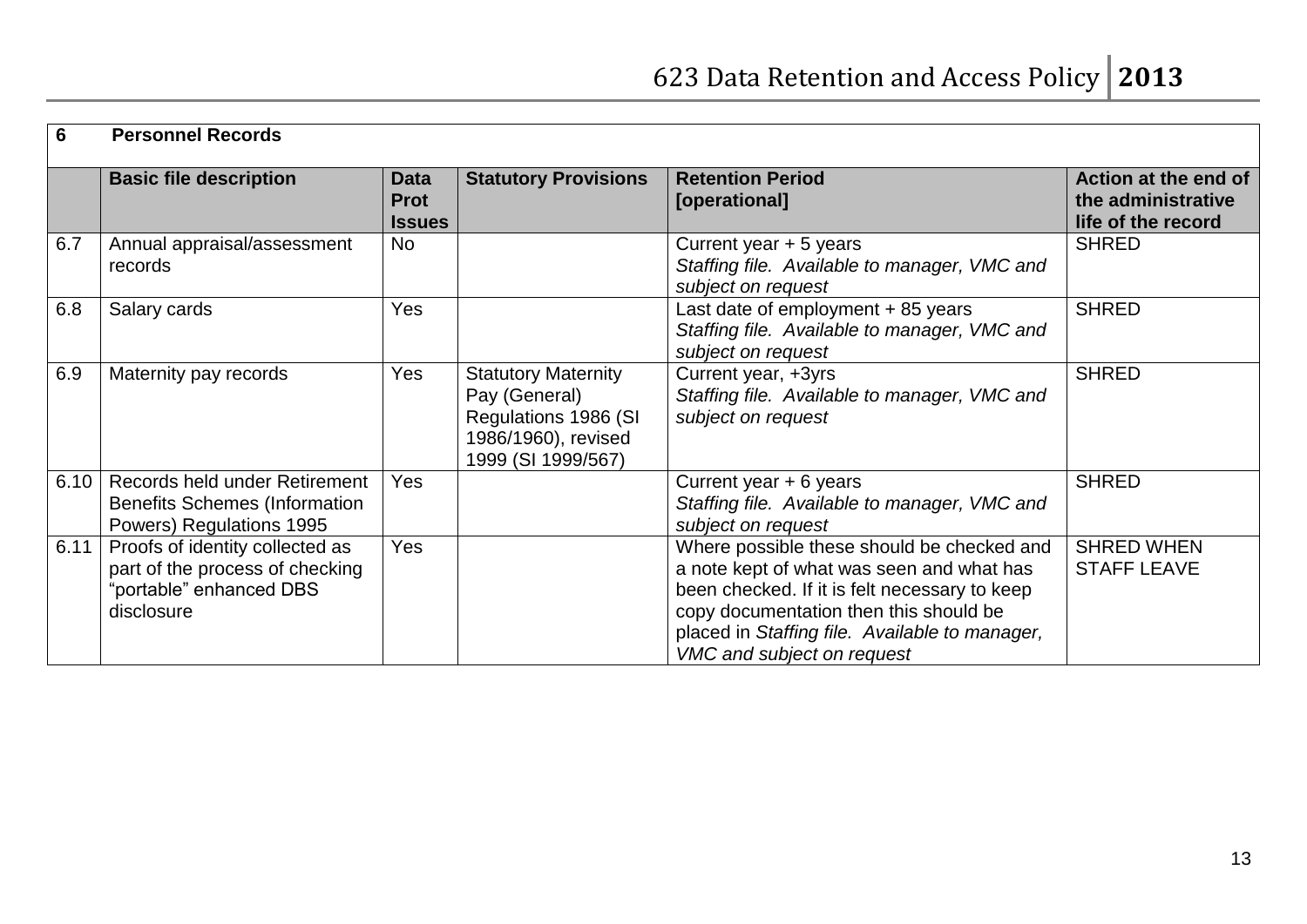| 6 | **Personnel Records** | | | | |
|---|---|---|---|---|---|
| | **Basic file description** | **Data Prot Issues** | **Statutory Provisions** | **Retention Period [operational]** | **Action at the end of the administrative life of the record** |
| 6.7 | Annual appraisal/assessment records | No | | Current year + 5 years *Staffing file. Available to manager, VMC and subject on request* | SHRED |
| 6.8 | Salary cards | Yes | | Last date of employment + 85 years *Staffing file. Available to manager, VMC and subject on request* | SHRED |
| 6.9 | Maternity pay records | Yes | Statutory Maternity Pay (General) Regulations 1986 (SI 1986/1960), revised 1999 (SI 1999/567) | Current year, +3yrs *Staffing file. Available to manager, VMC and subject on request* | SHRED |
| 6.10 | Records held under Retirement Benefits Schemes (Information Powers) Regulations 1995 | Yes | | Current year + 6 years *Staffing file. Available to manager, VMC and subject on request* | SHRED |
| 6.11 | Proofs of identity collected as part of the process of checking "portable" enhanced DBS disclosure | Yes | | Where possible these should be checked and a note kept of what was seen and what has been checked. If it is felt necessary to keep copy documentation then this should be placed in *Staffing file. Available to manager, VMC and subject on request* | SHRED WHEN STAFF LEAVE |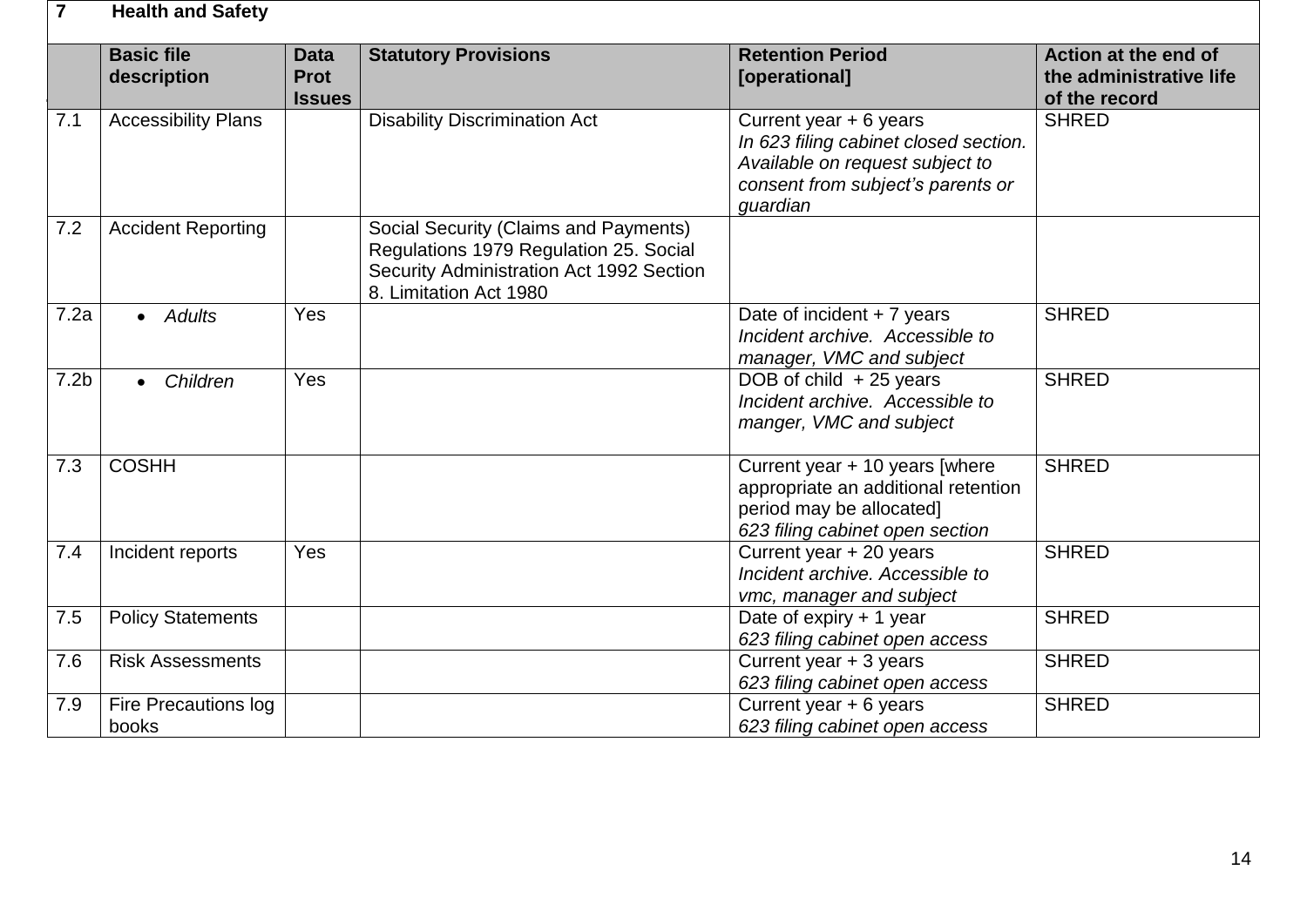| 7 | Health and Safety | | | | |
|---|---|---|---|---|---|
| | **Basic file description** | **Data Prot Issues** | **Statutory Provisions** | **Retention Period [operational]** | **Action at the end of the administrative life of the record** |
| 7.1 | Accessibility Plans | | Disability Discrimination Act | Current year + 6 years<br>*In 623 filing cabinet closed section. Available on request subject to consent from subject's parents or guardian* | SHRED |
| 7.2 | Accident Reporting | | Social Security (Claims and Payments) Regulations 1979 Regulation 25. Social Security Administration Act 1992 Section 8. Limitation Act 1980 | | |
| 7.2a | • *Adults* | Yes | | Date of incident + 7 years<br>*Incident archive. Accessible to manager, VMC and subject* | SHRED |
| 7.2b | • *Children* | Yes | | DOB of child + 25 years<br>*Incident archive. Accessible to manger, VMC and subject* | SHRED |
| 7.3 | COSHH | | | Current year + 10 years [where appropriate an additional retention period may be allocated]<br>*623 filing cabinet open section* | SHRED |
| 7.4 | Incident reports | Yes | | Current year + 20 years<br>*Incident archive. Accessible to vmc, manager and subject* | SHRED |
| 7.5 | Policy Statements | | | Date of expiry + 1 year<br>*623 filing cabinet open access* | SHRED |
| 7.6 | Risk Assessments | | | Current year + 3 years<br>*623 filing cabinet open access* | SHRED |
| 7.9 | Fire Precautions log books | | | Current year + 6 years<br>*623 filing cabinet open access* | SHRED |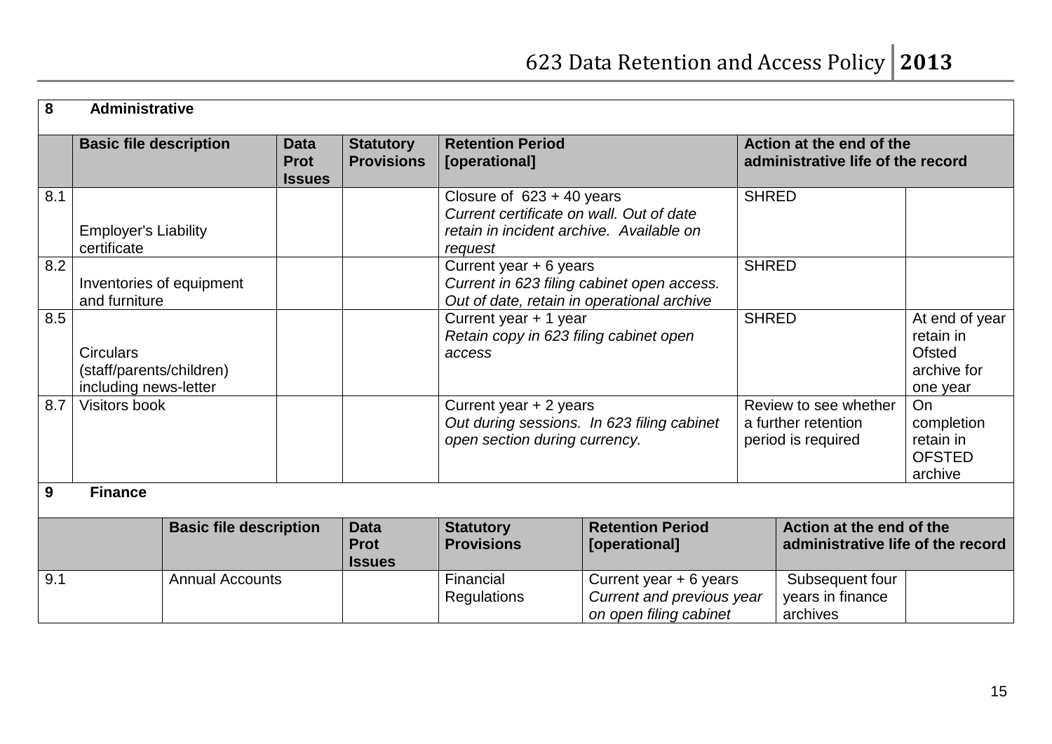## 8 Administrative

| | Basic file description | Data Prot Issues | Statutory Provisions | Retention Period [operational] | Action at the end of the administrative life of the record | |
|---|---|---|---|---|---|---|
| 8.1 | Employer's Liability certificate | | | Closure of 623 + 40 years *Current certificate on wall. Out of date retain in incident archive. Available on request* | SHRED | |
| 8.2 | Inventories of equipment and furniture | | | Current year + 6 years *Current in 623 filing cabinet open access. Out of date, retain in operational archive* | SHRED | |
| 8.5 | Circulars (staff/parents/children) including news-letter | | | Current year + 1 year *Retain copy in 623 filing cabinet open access* | SHRED | At end of year retain in Ofsted archive for one year |
| 8.7 | Visitors book | | | Current year + 2 years *Out during sessions. In 623 filing cabinet open section during currency.* | Review to see whether a further retention period is required | On completion retain in OFSTED archive |

## 9 Finance

| | Basic file description | Data Prot Issues | Statutory Provisions | Retention Period [operational] | Action at the end of the administrative life of the record | |
|---|---|---|---|---|---|---|
| 9.1 | Annual Accounts | | Financial Regulations | Current year + 6 years *Current and previous year on open filing cabinet* | Subsequent four years in finance archives | |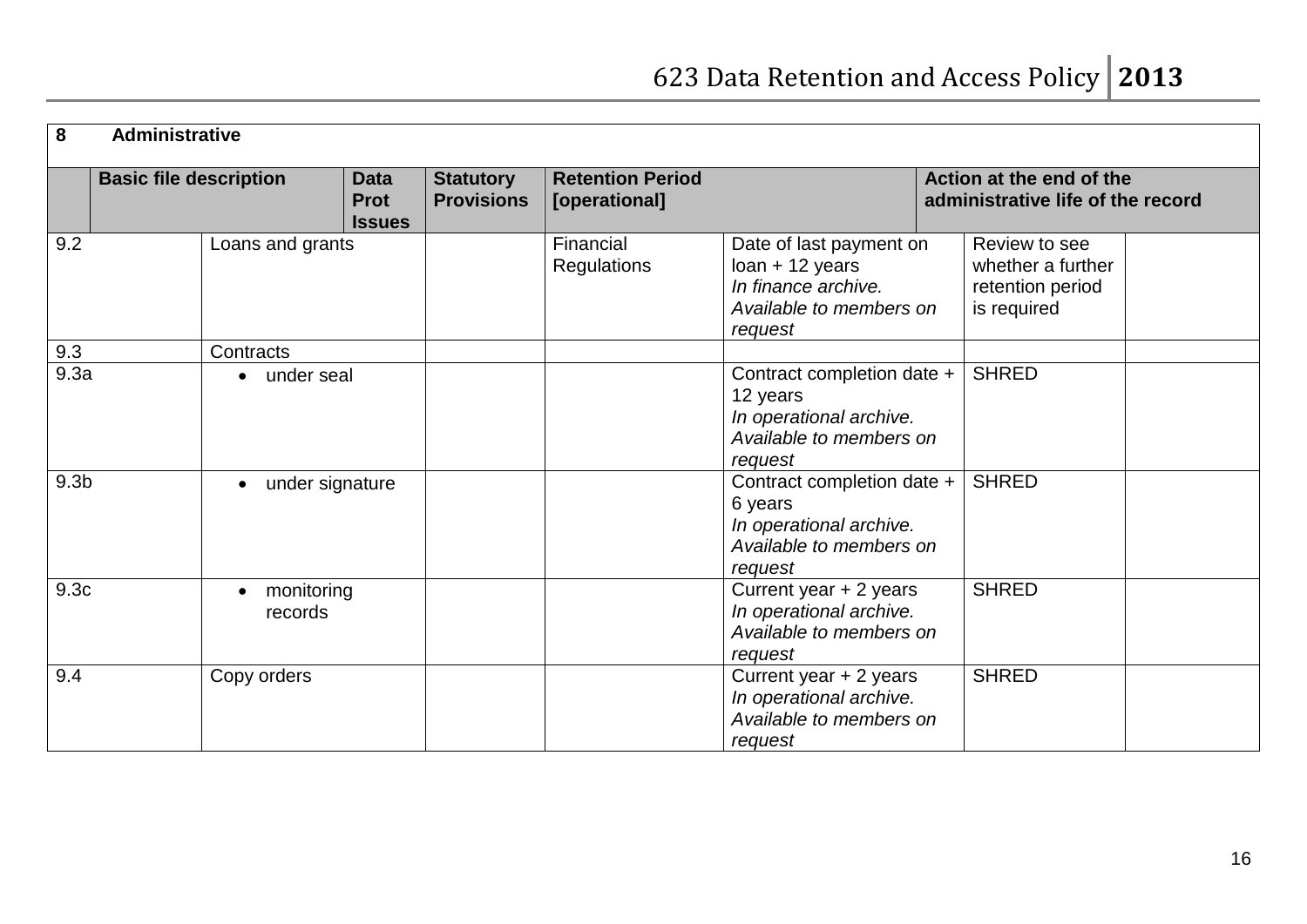| 8 Administrative | | | | | | |
|---|---|---|---|---|---|---|
| | **Basic file description** | **Data Prot Issues** | **Statutory Provisions** | **Retention Period [operational]** | **Action at the end of the administrative life of the record** | |
| 9.2 | Loans and grants | | Financial Regulations | Date of last payment on loan + 12 years *In finance archive. Available to members on request* | Review to see whether a further retention period is required | |
| 9.3 | Contracts | | | | | |
| 9.3a | • under seal | | | Contract completion date + 12 years *In operational archive. Available to members on request* | SHRED | |
| 9.3b | • under signature | | | Contract completion date + 6 years *In operational archive. Available to members on request* | SHRED | |
| 9.3c | • monitoring records | | | Current year + 2 years *In operational archive. Available to members on request* | SHRED | |
| 9.4 | Copy orders | | | Current year + 2 years *In operational archive. Available to members on request* | SHRED | |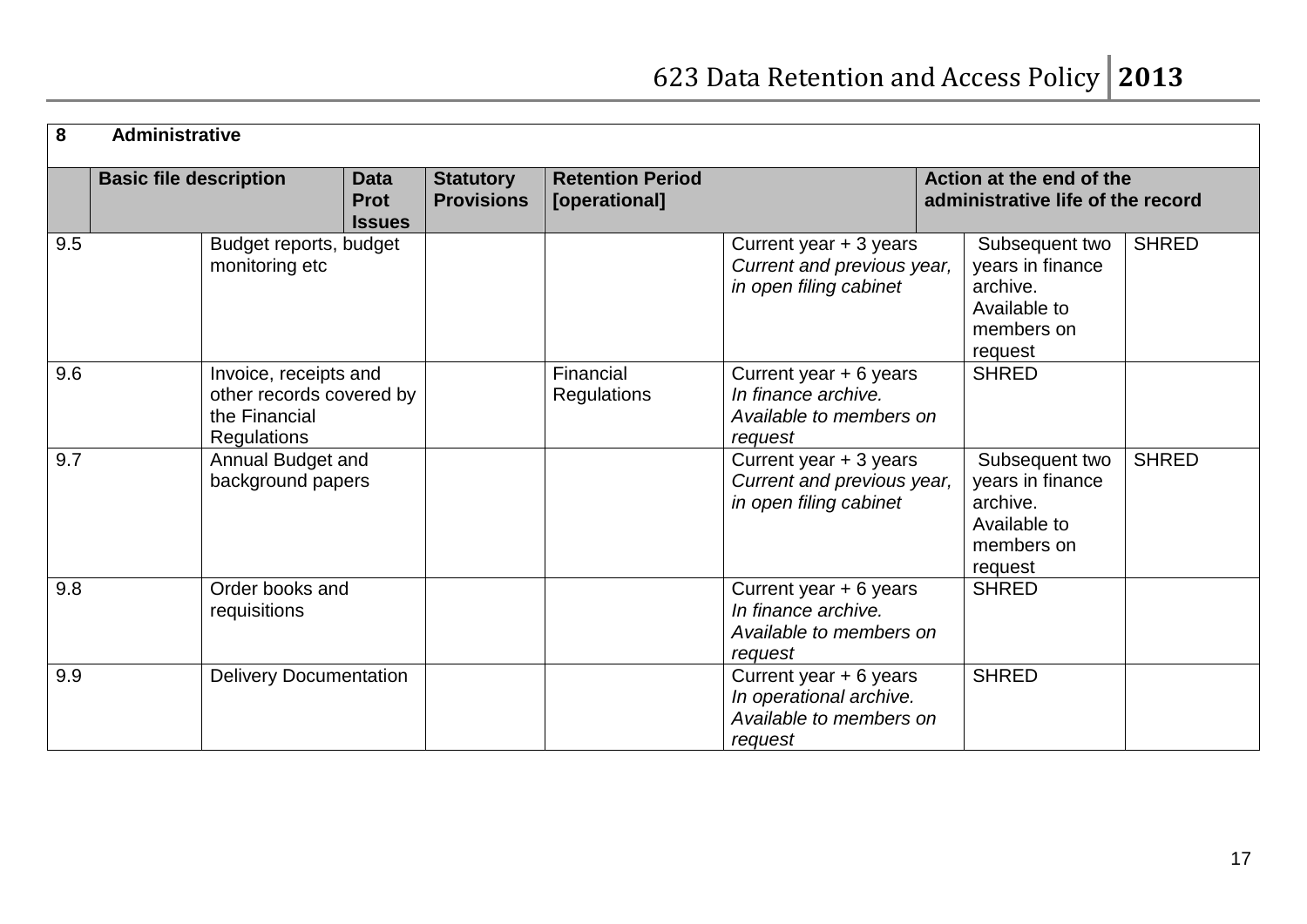| **8** | **Administrative** | | | | | | |
|---|---|---|---|---|---|---|---|
| | **Basic file description** | **Data Prot Issues** | **Statutory Provisions** | **Retention Period [operational]** | | **Action at the end of the administrative life of the record** | |
| 9.5 | Budget reports, budget monitoring etc | | | | Current year + 3 years *Current and previous year, in open filing cabinet* | Subsequent two years in finance archive. Available to members on request | SHRED |
| 9.6 | Invoice, receipts and other records covered by the Financial Regulations | | | Financial Regulations | Current year + 6 years *In finance archive. Available to members on request* | SHRED | |
| 9.7 | Annual Budget and background papers | | | | Current year + 3 years *Current and previous year, in open filing cabinet* | Subsequent two years in finance archive. Available to members on request | SHRED |
| 9.8 | Order books and requisitions | | | | Current year + 6 years *In finance archive. Available to members on request* | SHRED | |
| 9.9 | Delivery Documentation | | | | Current year + 6 years *In operational archive. Available to members on request* | SHRED | |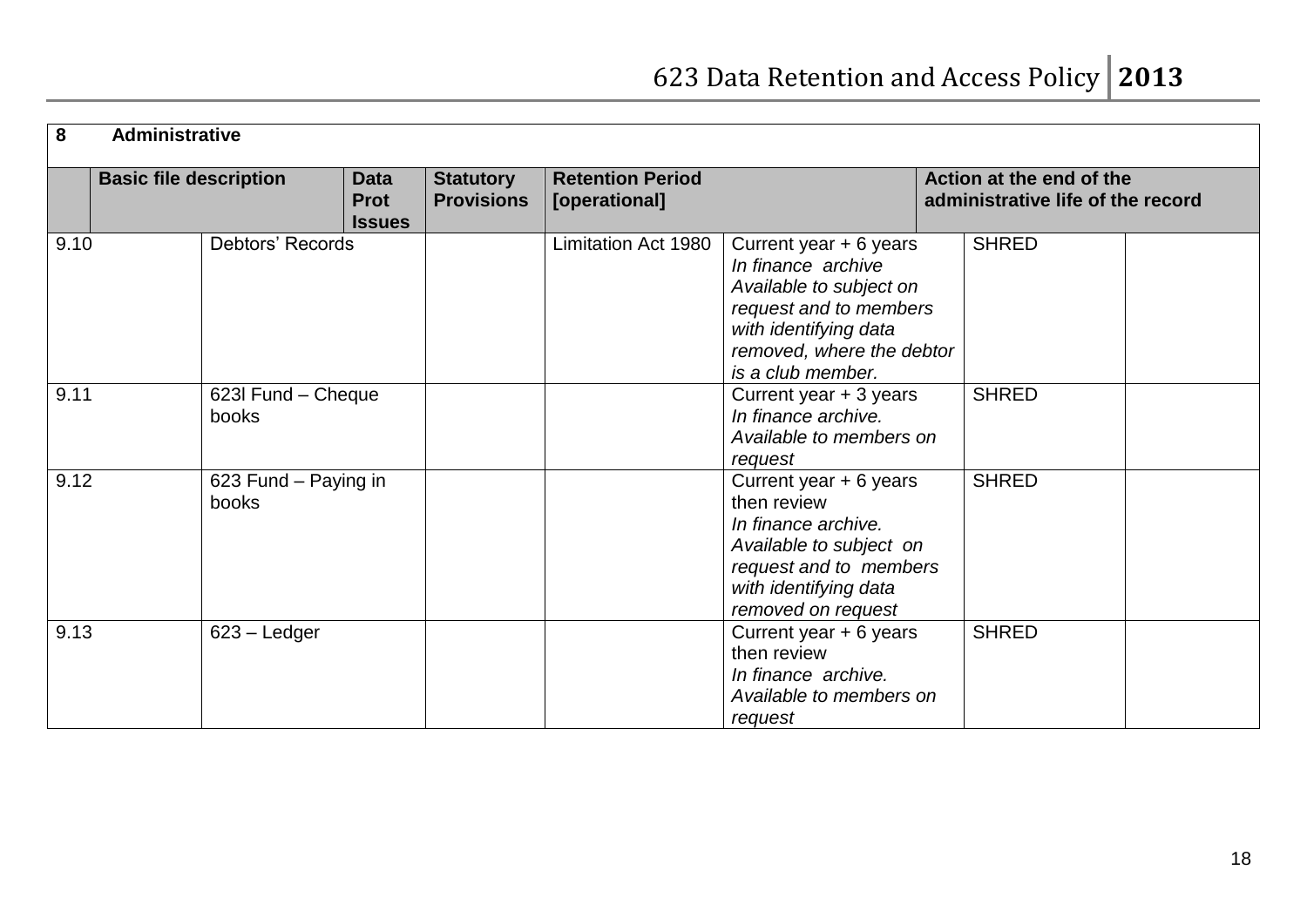**8 Administrative**

| | Basic file description | Data Prot Issues | Statutory Provisions | Retention Period [operational] | Action at the end of the administrative life of the record | |
|---|---|---|---|---|---|---|
| 9.10 | Debtors' Records | | Limitation Act 1980 | Current year + 6 years *In finance archive Available to subject on request and to members with identifying data removed, where the debtor is a club member.* | SHRED | |
| 9.11 | 623l Fund – Cheque books | | | Current year + 3 years *In finance archive. Available to members on request* | SHRED | |
| 9.12 | 623 Fund – Paying in books | | | Current year + 6 years then review *In finance archive. Available to subject on request and to members with identifying data removed on request* | SHRED | |
| 9.13 | 623 – Ledger | | | Current year + 6 years then review *In finance archive. Available to members on request* | SHRED | |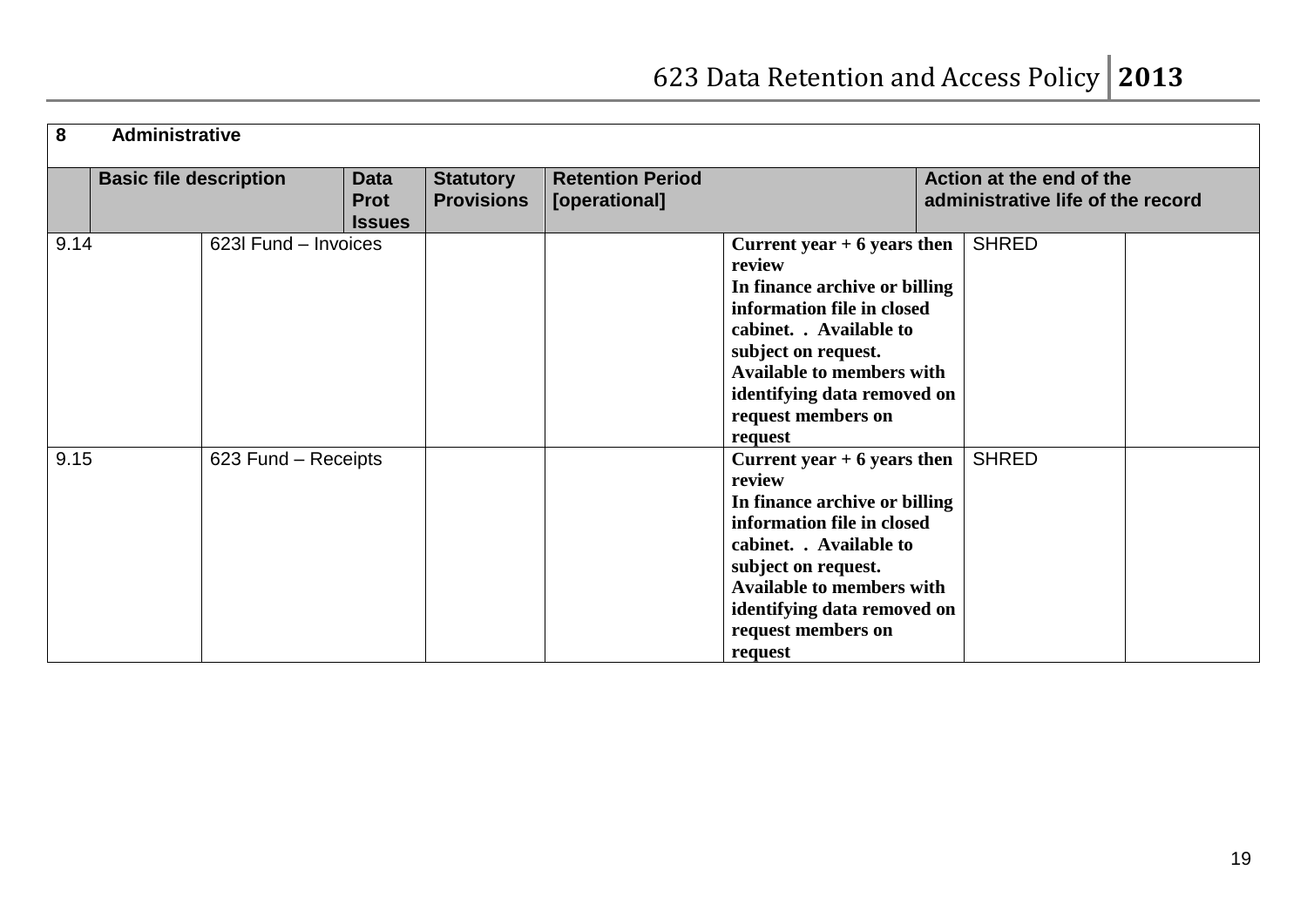| 8 | Administrative | | | | | | |
|---|---|---|---|---|---|---|---|
| | Basic file description | Data Prot Issues | Statutory Provisions | Retention Period [operational] | | Action at the end of the administrative life of the record | |
| 9.14 | 623l Fund – Invoices | | | **Current year + 6 years then review In finance archive or billing information file in closed cabinet. . Available to subject on request. Available to members with identifying data removed on request members on request** | | SHRED | |
| 9.15 | 623 Fund – Receipts | | | **Current year + 6 years then review In finance archive or billing information file in closed cabinet. . Available to subject on request. Available to members with identifying data removed on request members on request** | | SHRED | |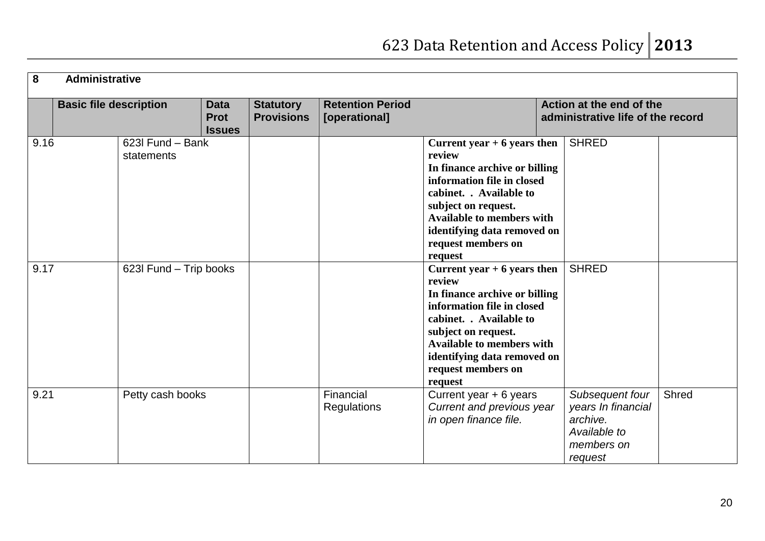| 8 | Administrative | | | | | | |
|---|---|---|---|---|---|---|---|
| | Basic file description | Data Prot Issues | Statutory Provisions | Retention Period [operational] | | Action at the end of the administrative life of the record | |
| 9.16 | 623l Fund – Bank statements | | | | **Current year + 6 years then review In finance archive or billing information file in closed cabinet. . Available to subject on request. Available to members with identifying data removed on request members on request** | SHRED | |
| 9.17 | 623l Fund – Trip books | | | | **Current year + 6 years then review In finance archive or billing information file in closed cabinet. . Available to subject on request. Available to members with identifying data removed on request members on request** | SHRED | |
| 9.21 | Petty cash books | | | Financial Regulations | Current year + 6 years *Current and previous year in open finance file.* | *Subsequent four years In financial archive. Available to members on request* | Shred |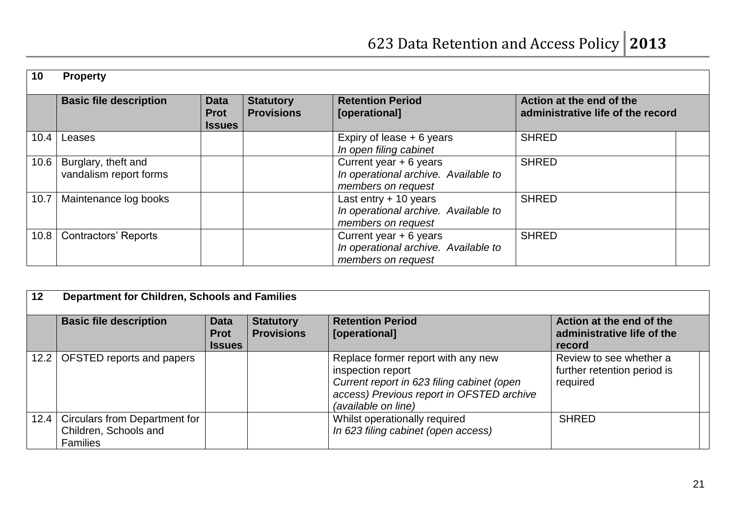| 10 | **Property** | | | | | |
|---|---|---|---|---|---|---|
| | **Basic file description** | **Data Prot Issues** | **Statutory Provisions** | **Retention Period [operational]** | **Action at the end of the administrative life of the record** | |
| 10.4 | Leases | | | Expiry of lease + 6 years<br>*In open filing cabinet* | SHRED | |
| 10.6 | Burglary, theft and vandalism report forms | | | Current year + 6 years<br>*In operational archive. Available to members on request* | SHRED | |
| 10.7 | Maintenance log books | | | Last entry + 10 years<br>*In operational archive. Available to members on request* | SHRED | |
| 10.8 | Contractors' Reports | | | Current year + 6 years<br>*In operational archive. Available to members on request* | SHRED | |

| 12 | **Department for Children, Schools and Families** | | | | | |
|---|---|---|---|---|---|---|
| | **Basic file description** | **Data Prot Issues** | **Statutory Provisions** | **Retention Period [operational]** | **Action at the end of the administrative life of the record** | |
| 12.2 | OFSTED reports and papers | | | Replace former report with any new inspection report<br>*Current report in 623 filing cabinet (open access) Previous report in OFSTED archive (available on line)* | Review to see whether a further retention period is required | |
| 12.4 | Circulars from Department for Children, Schools and Families | | | Whilst operationally required<br>*In 623 filing cabinet (open access)* | SHRED | |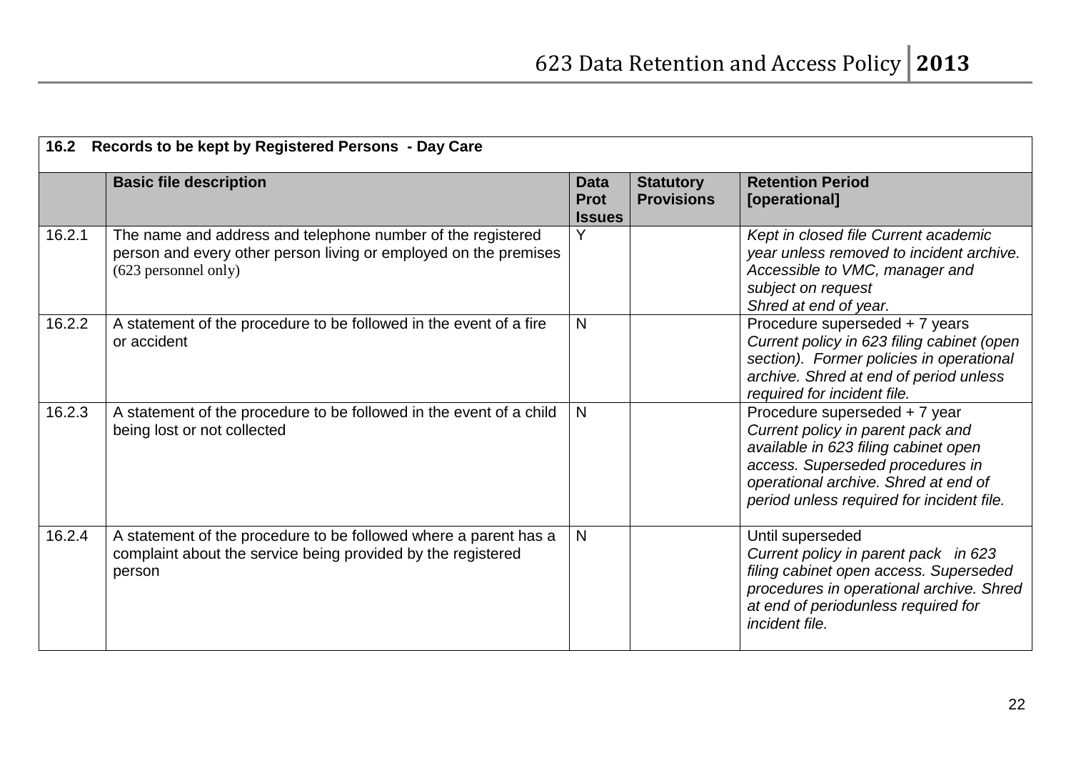| 16.2 Records to be kept by Registered Persons - Day Care | | | | |
|---|---|---|---|---|
| | **Basic file description** | **Data Prot Issues** | **Statutory Provisions** | **Retention Period [operational]** |
| 16.2.1 | The name and address and telephone number of the registered person and every other person living or employed on the premises (623 personnel only) | Y | | *Kept in closed file Current academic year unless removed to incident archive. Accessible to VMC, manager and subject on request Shred at end of year.* |
| 16.2.2 | A statement of the procedure to be followed in the event of a fire or accident | N | | Procedure superseded + 7 years *Current policy in 623 filing cabinet (open section). Former policies in operational archive. Shred at end of period unless required for incident file.* |
| 16.2.3 | A statement of the procedure to be followed in the event of a child being lost or not collected | N | | Procedure superseded + 7 year *Current policy in parent pack and available in 623 filing cabinet open access. Superseded procedures in operational archive. Shred at end of period unless required for incident file.* |
| 16.2.4 | A statement of the procedure to be followed where a parent has a complaint about the service being provided by the registered person | N | | Until superseded *Current policy in parent pack in 623 filing cabinet open access. Superseded procedures in operational archive. Shred at end of periodunless required for incident file.* |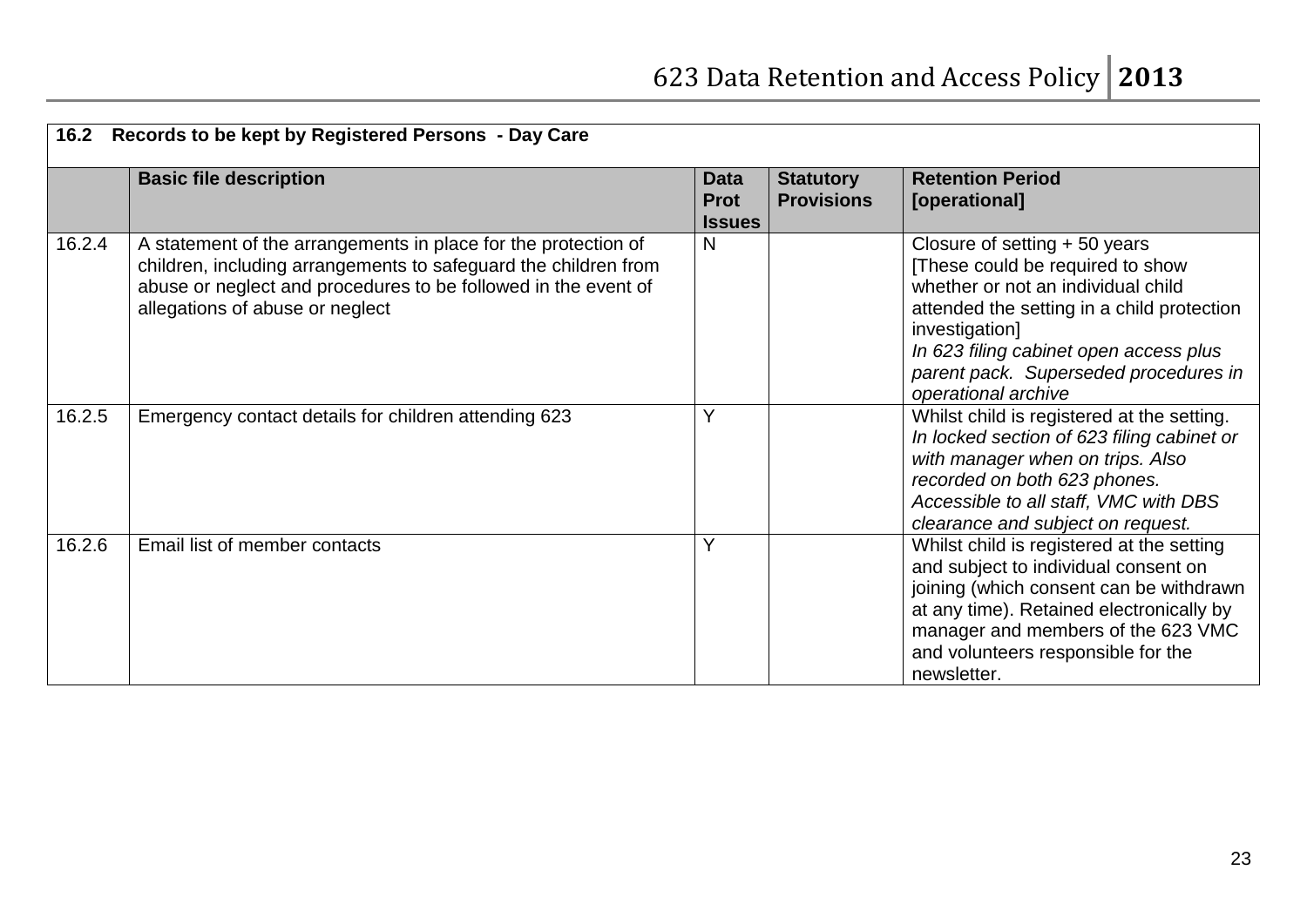| 16.2 Records to be kept by Registered Persons - Day Care | | | | |
|---|---|---|---|---|
| | **Basic file description** | **Data Prot Issues** | **Statutory Provisions** | **Retention Period [operational]** |
| 16.2.4 | A statement of the arrangements in place for the protection of children, including arrangements to safeguard the children from abuse or neglect and procedures to be followed in the event of allegations of abuse or neglect | N | | Closure of setting + 50 years [These could be required to show whether or not an individual child attended the setting in a child protection investigation] *In 623 filing cabinet open access plus parent pack. Superseded procedures in operational archive* |
| 16.2.5 | Emergency contact details for children attending 623 | Y | | Whilst child is registered at the setting. *In locked section of 623 filing cabinet or with manager when on trips. Also recorded on both 623 phones. Accessible to all staff, VMC with DBS clearance and subject on request.* |
| 16.2.6 | Email list of member contacts | Y | | Whilst child is registered at the setting and subject to individual consent on joining (which consent can be withdrawn at any time). Retained electronically by manager and members of the 623 VMC and volunteers responsible for the newsletter. |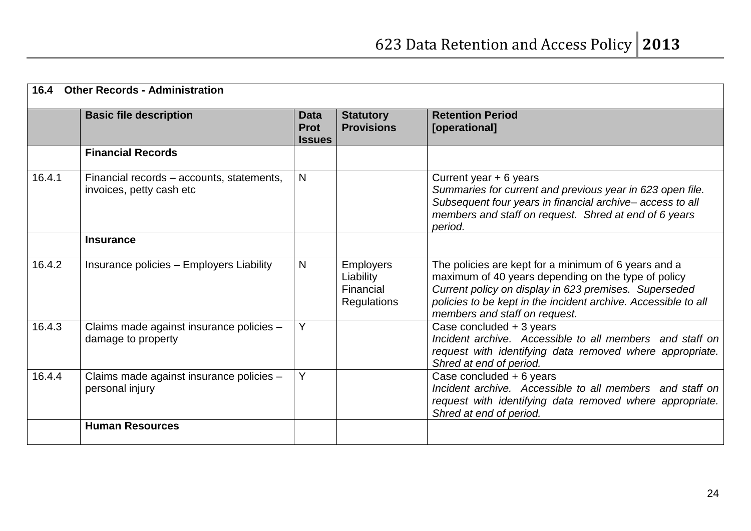| 16.4 Other Records - Administration | | | | |
|---|---|---|---|---|
| | **Basic file description** | **Data Prot Issues** | **Statutory Provisions** | **Retention Period [operational]** |
| | **Financial Records** | | | |
| 16.4.1 | Financial records – accounts, statements, invoices, petty cash etc | N | | Current year + 6 years *Summaries for current and previous year in 623 open file. Subsequent four years in financial archive– access to all members and staff on request. Shred at end of 6 years period.* |
| | **Insurance** | | | |
| 16.4.2 | Insurance policies – Employers Liability | N | Employers Liability Financial Regulations | The policies are kept for a minimum of 6 years and a maximum of 40 years depending on the type of policy *Current policy on display in 623 premises. Superseded policies to be kept in the incident archive. Accessible to all members and staff on request.* |
| 16.4.3 | Claims made against insurance policies – damage to property | Y | | Case concluded + 3 years *Incident archive. Accessible to all members and staff on request with identifying data removed where appropriate. Shred at end of period.* |
| 16.4.4 | Claims made against insurance policies – personal injury | Y | | Case concluded + 6 years *Incident archive. Accessible to all members and staff on request with identifying data removed where appropriate. Shred at end of period.* |
| | **Human Resources** | | | |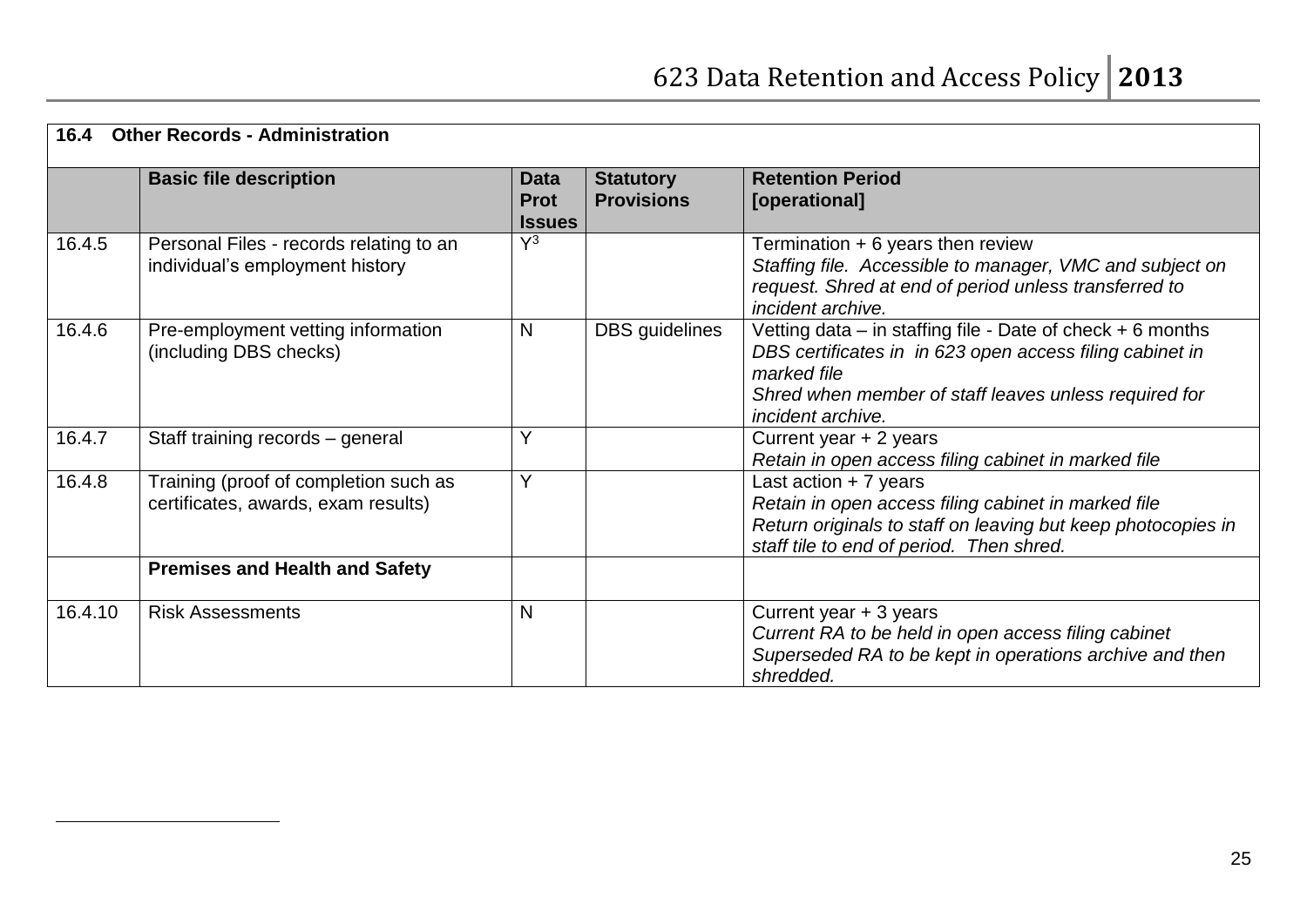| **16.4 Other Records - Administration** | | | | |
|---|---|---|---|---|
| | **Basic file description** | **Data Prot Issues** | **Statutory Provisions** | **Retention Period [operational]** |
| 16.4.5 | Personal Files - records relating to an individual's employment history | Y[3] | | Termination + 6 years then review *Staffing file. Accessible to manager, VMC and subject on request. Shred at end of period unless transferred to incident archive.* |
| 16.4.6 | Pre-employment vetting information (including DBS checks) | N | DBS guidelines | Vetting data – in staffing file - Date of check + 6 months *DBS certificates in in 623 open access filing cabinet in marked file* *Shred when member of staff leaves unless required for incident archive.* |
| 16.4.7 | Staff training records – general | Y | | Current year + 2 years *Retain in open access filing cabinet in marked file* |
| 16.4.8 | Training (proof of completion such as certificates, awards, exam results) | Y | | Last action + 7 years *Retain in open access filing cabinet in marked file* *Return originals to staff on leaving but keep photocopies in staff tile to end of period. Then shred.* |
| | **Premises and Health and Safety** | | | |
| 16.4.10 | Risk Assessments | N | | Current year + 3 years *Current RA to be held in open access filing cabinet* *Superseded RA to be kept in operations archive and then shredded.* |